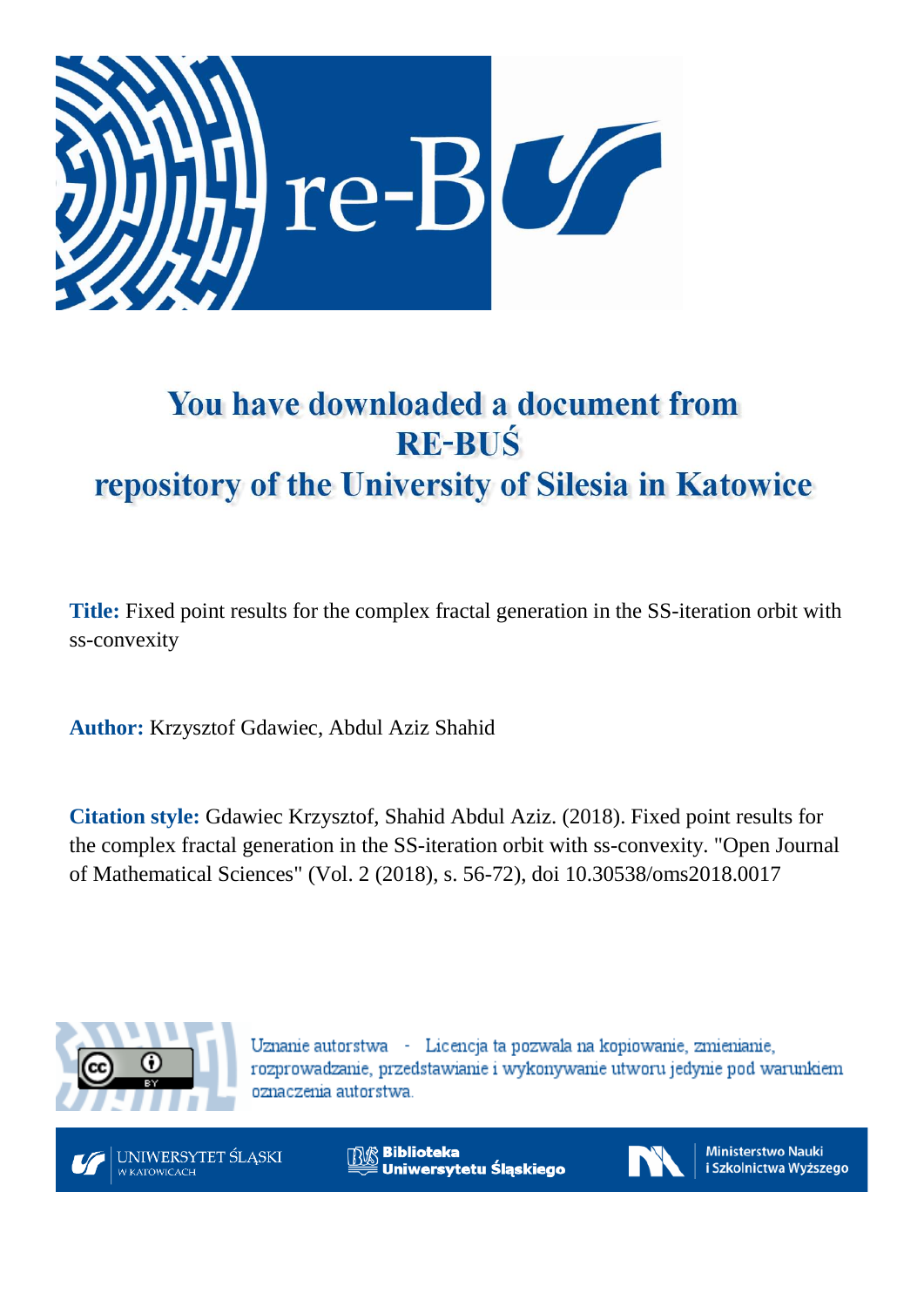# You have downloaded a document from RE-BUŚ repository of the University of Silesia in Katowice

**Title:** Fixed point results for the complex fractal generation in the SS-iteration orbit with ss-convexity

**Author:** Krzysztof Gdawiec, Abdul Aziz Shahid

**Citation style:** Gdawiec Krzysztof, Shahid Abdul Aziz. (2018). Fixed point results for the complex fractal generation in the SS-iteration orbit with ss-convexity. "Open Journal of Mathematical Sciences" (Vol. 2 (2018), s. 56-72), doi 10.30538/oms2018.0017

Uznanie autorstwa - Licencja ta pozwala na kopiowanie, zmienianie, rozprowadzanie, przedstawianie i wykonywanie utworu jedynie pod warunkiem oznaczenia autorstwa.

UNIWERSYTET ŚLĄSKI W KATOWICACH | Biblioteka Uniwersytetu Śląskiego | Ministerstwo Nauki i Szkolnictwa Wyższego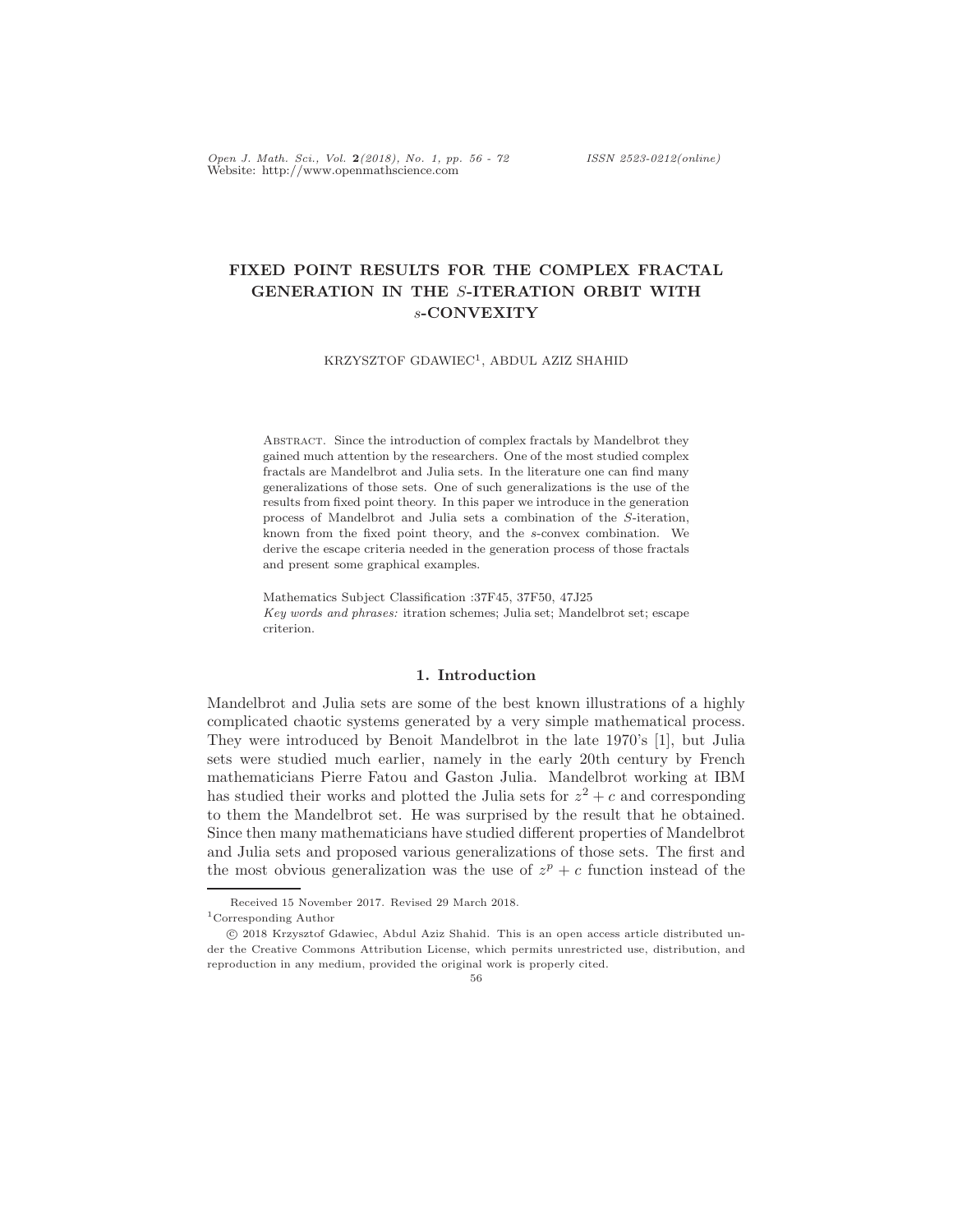# FIXED POINT RESULTS FOR THE COMPLEX FRACTAL GENERATION IN THE $S$-ITERATION ORBIT WITH $s$-CONVEXITY

KRZYSZTOF GDAWIEC[1], ABDUL AZIZ SHAHID

Abstract. Since the introduction of complex fractals by Mandelbrot they gained much attention by the researchers. One of the most studied complex fractals are Mandelbrot and Julia sets. In the literature one can find many generalizations of those sets. One of such generalizations is the use of the results from fixed point theory. In this paper we introduce in the generation process of Mandelbrot and Julia sets a combination of the $S$-iteration, known from the fixed point theory, and the $s$-convex combination. We derive the escape criteria needed in the generation process of those fractals and present some graphical examples.

Mathematics Subject Classification :37F45, 37F50, 47J25

*Key words and phrases:* itration schemes; Julia set; Mandelbrot set; escape criterion.

## 1. Introduction

Mandelbrot and Julia sets are some of the best known illustrations of a highly complicated chaotic systems generated by a very simple mathematical process. They were introduced by Benoit Mandelbrot in the late 1970's [1], but Julia sets were studied much earlier, namely in the early 20th century by French mathematicians Pierre Fatou and Gaston Julia. Mandelbrot working at IBM has studied their works and plotted the Julia sets for $z^2 + c$ and corresponding to them the Mandelbrot set. He was surprised by the result that he obtained. Since then many mathematicians have studied different properties of Mandelbrot and Julia sets and proposed various generalizations of those sets. The first and the most obvious generalization was the use of $z^p + c$ function instead of the

Received 15 November 2017. Revised 29 March 2018.

[1]Corresponding Author

© 2018 Krzysztof Gdawiec, Abdul Aziz Shahid. This is an open access article distributed under the Creative Commons Attribution License, which permits unrestricted use, distribution, and reproduction in any medium, provided the original work is properly cited.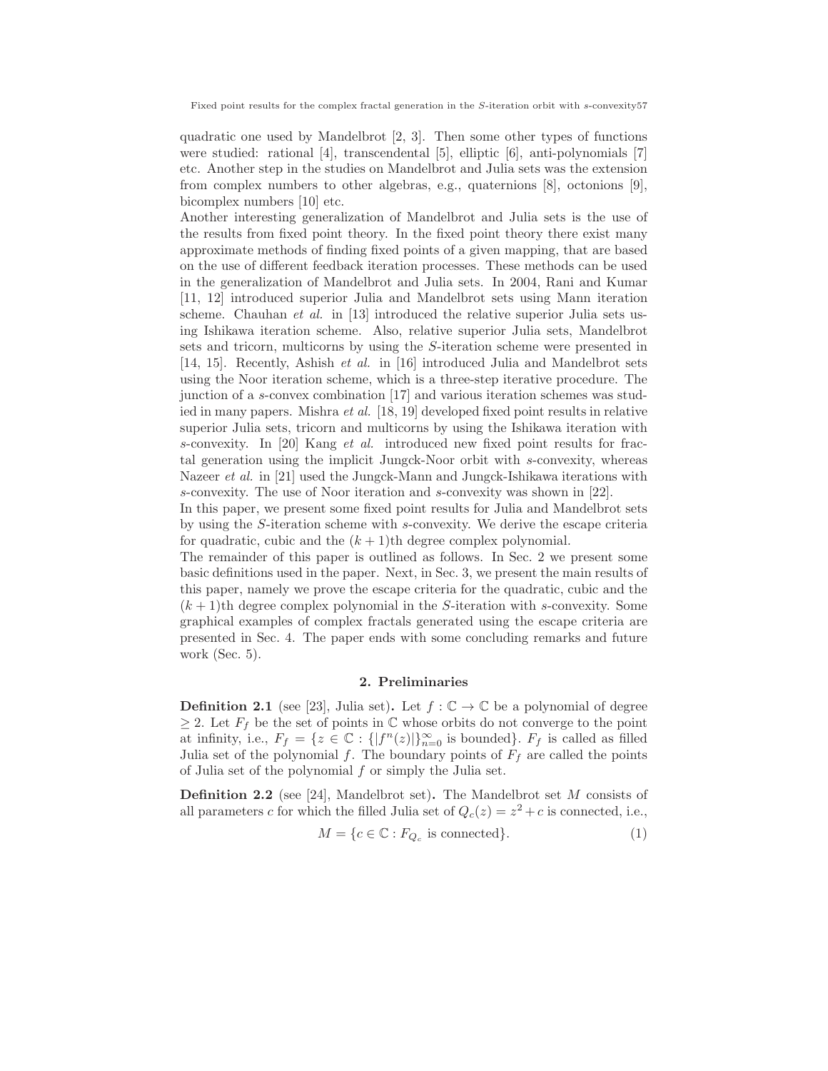quadratic one used by Mandelbrot [2, 3]. Then some other types of functions were studied: rational [4], transcendental [5], elliptic [6], anti-polynomials [7] etc. Another step in the studies on Mandelbrot and Julia sets was the extension from complex numbers to other algebras, e.g., quaternions [8], octonions [9], bicomplex numbers [10] etc.

Another interesting generalization of Mandelbrot and Julia sets is the use of the results from fixed point theory. In the fixed point theory there exist many approximate methods of finding fixed points of a given mapping, that are based on the use of different feedback iteration processes. These methods can be used in the generalization of Mandelbrot and Julia sets. In 2004, Rani and Kumar [11, 12] introduced superior Julia and Mandelbrot sets using Mann iteration scheme. Chauhan *et al.* in [13] introduced the relative superior Julia sets using Ishikawa iteration scheme. Also, relative superior Julia sets, Mandelbrot sets and tricorn, multicorns by using the $S$-iteration scheme were presented in [14, 15]. Recently, Ashish *et al.* in [16] introduced Julia and Mandelbrot sets using the Noor iteration scheme, which is a three-step iterative procedure. The junction of a $s$-convex combination [17] and various iteration schemes was studied in many papers. Mishra *et al.* [18, 19] developed fixed point results in relative superior Julia sets, tricorn and multicorns by using the Ishikawa iteration with $s$-convexity. In [20] Kang *et al.* introduced new fixed point results for fractal generation using the implicit Jungck-Noor orbit with $s$-convexity, whereas Nazeer *et al.* in [21] used the Jungck-Mann and Jungck-Ishikawa iterations with $s$-convexity. The use of Noor iteration and $s$-convexity was shown in [22].

In this paper, we present some fixed point results for Julia and Mandelbrot sets by using the $S$-iteration scheme with $s$-convexity. We derive the escape criteria for quadratic, cubic and the $(k+1)$th degree complex polynomial.

The remainder of this paper is outlined as follows. In Sec. 2 we present some basic definitions used in the paper. Next, in Sec. 3, we present the main results of this paper, namely we prove the escape criteria for the quadratic, cubic and the $(k+1)$th degree complex polynomial in the $S$-iteration with $s$-convexity. Some graphical examples of complex fractals generated using the escape criteria are presented in Sec. 4. The paper ends with some concluding remarks and future work (Sec. 5).

## 2. Preliminaries

**Definition 2.1** (see [23], Julia set)**.** Let $f : \mathbb{C} \to \mathbb{C}$ be a polynomial of degree $\geq 2$. Let $F_f$ be the set of points in $\mathbb{C}$ whose orbits do not converge to the point at infinity, i.e., $F_f = \{z \in \mathbb{C} : \{|f^n(z)|\}_{n=0}^{\infty}$ is bounded$\}$. $F_f$ is called as filled Julia set of the polynomial $f$. The boundary points of $F_f$ are called the points of Julia set of the polynomial $f$ or simply the Julia set.

**Definition 2.2** (see [24], Mandelbrot set)**.** The Mandelbrot set $M$ consists of all parameters $c$ for which the filled Julia set of $Q_c(z) = z^2 + c$ is connected, i.e.,

$$M = \{c \in \mathbb{C} : F_{Q_c} \text{ is connected}\}. \tag{1}$$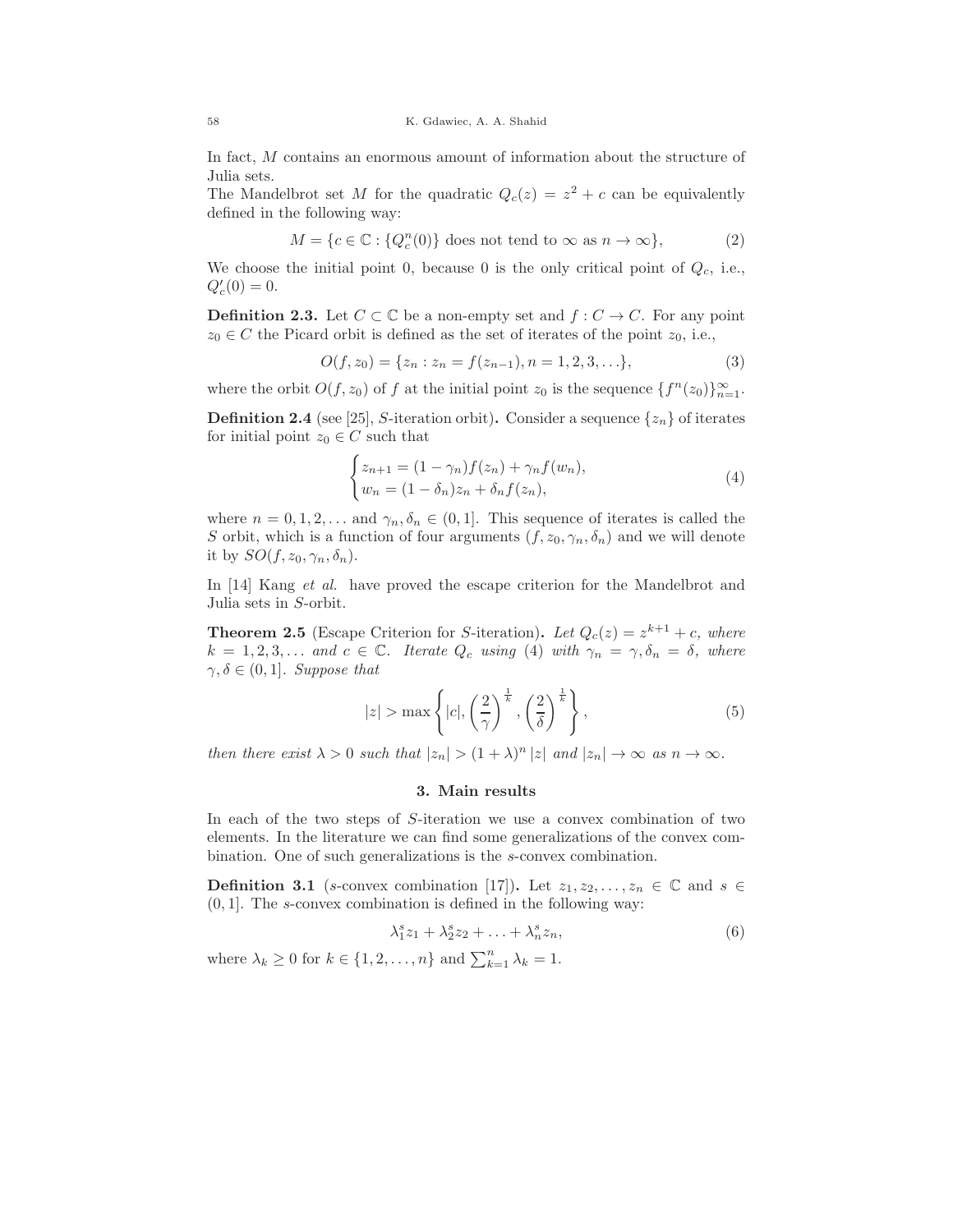In fact, $M$ contains an enormous amount of information about the structure of Julia sets.

The Mandelbrot set $M$ for the quadratic $Q_c(z) = z^2 + c$ can be equivalently defined in the following way:

$$M = \{c \in \mathbb{C} : \{Q_c^n(0)\} \text{ does not tend to } \infty \text{ as } n \to \infty\}, \tag{2}$$

We choose the initial point 0, because 0 is the only critical point of $Q_c$, i.e., $Q_c'(0) = 0$.

**Definition 2.3.** Let $C \subset \mathbb{C}$ be a non-empty set and $f : C \to C$. For any point $z_0 \in C$ the Picard orbit is defined as the set of iterates of the point $z_0$, i.e.,

$$O(f, z_0) = \{z_n : z_n = f(z_{n-1}), n = 1, 2, 3, \ldots\}, \tag{3}$$

where the orbit $O(f, z_0)$ of $f$ at the initial point $z_0$ is the sequence $\{f^n(z_0)\}_{n=1}^{\infty}$.

**Definition 2.4** (see [25], $S$-iteration orbit)**.** Consider a sequence $\{z_n\}$ of iterates for initial point $z_0 \in C$ such that

$$\begin{cases} z_{n+1} = (1 - \gamma_n) f(z_n) + \gamma_n f(w_n), \\ w_n = (1 - \delta_n) z_n + \delta_n f(z_n), \end{cases} \tag{4}$$

where $n = 0, 1, 2, \ldots$ and $\gamma_n, \delta_n \in (0, 1]$. This sequence of iterates is called the $S$ orbit, which is a function of four arguments $(f, z_0, \gamma_n, \delta_n)$ and we will denote it by $SO(f, z_0, \gamma_n, \delta_n)$.

In [14] Kang *et al.* have proved the escape criterion for the Mandelbrot and Julia sets in $S$-orbit.

**Theorem 2.5** (Escape Criterion for $S$-iteration)**.** *Let $Q_c(z) = z^{k+1} + c$, where $k = 1, 2, 3, \ldots$ and $c \in \mathbb{C}$. Iterate $Q_c$ using* (4) *with $\gamma_n = \gamma, \delta_n = \delta$, where $\gamma, \delta \in (0, 1]$. Suppose that*

$$|z| > \max\left\{|c|, \left(\frac{2}{\gamma}\right)^{\frac{1}{k}}, \left(\frac{2}{\delta}\right)^{\frac{1}{k}}\right\}, \tag{5}$$

*then there exist $\lambda > 0$ such that $|z_n| > (1 + \lambda)^n |z|$ and $|z_n| \to \infty$ as $n \to \infty$.*

## 3. Main results

In each of the two steps of $S$-iteration we use a convex combination of two elements. In the literature we can find some generalizations of the convex combination. One of such generalizations is the $s$-convex combination.

**Definition 3.1** ($s$-convex combination [17])**.** Let $z_1, z_2, \ldots, z_n \in \mathbb{C}$ and $s \in (0, 1]$. The $s$-convex combination is defined in the following way:

$$\lambda_1^s z_1 + \lambda_2^s z_2 + \ldots + \lambda_n^s z_n, \tag{6}$$

where $\lambda_k \geq 0$ for $k \in \{1, 2, \ldots, n\}$ and $\sum_{k=1}^{n} \lambda_k = 1$.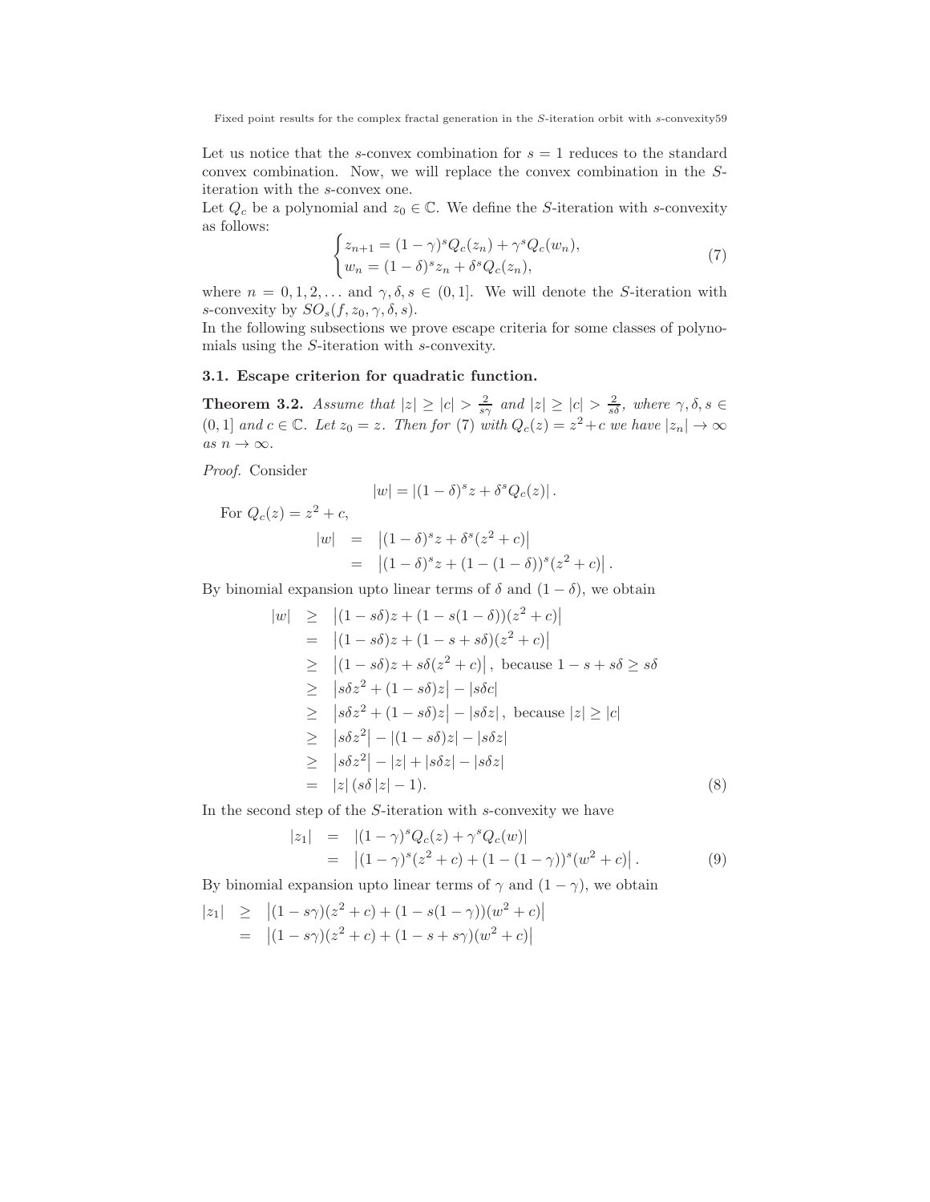Let us notice that the $s$-convex combination for $s = 1$ reduces to the standard convex combination. Now, we will replace the convex combination in the $S$-iteration with the $s$-convex one.

Let $Q_c$ be a polynomial and $z_0 \in \mathbb{C}$. We define the $S$-iteration with $s$-convexity as follows:

$$\begin{cases} z_{n+1} = (1-\gamma)^s Q_c(z_n) + \gamma^s Q_c(w_n), \\ w_n = (1-\delta)^s z_n + \delta^s Q_c(z_n), \end{cases} \tag{7}$$

where $n = 0, 1, 2, \ldots$ and $\gamma, \delta, s \in (0, 1]$. We will denote the $S$-iteration with $s$-convexity by $SO_s(f, z_0, \gamma, \delta, s)$.

In the following subsections we prove escape criteria for some classes of polynomials using the $S$-iteration with $s$-convexity.

### 3.1. Escape criterion for quadratic function.

**Theorem 3.2.** *Assume that $|z| \geq |c| > \frac{2}{s\gamma}$ and $|z| \geq |c| > \frac{2}{s\delta}$, where $\gamma, \delta, s \in (0, 1]$ and $c \in \mathbb{C}$. Let $z_0 = z$. Then for (7) with $Q_c(z) = z^2 + c$ we have $|z_n| \to \infty$ as $n \to \infty$.*

*Proof.* Consider

$$|w| = |(1-\delta)^s z + \delta^s Q_c(z)|.$$

For $Q_c(z) = z^2 + c$,

$$\begin{aligned} |w| &= \left|(1-\delta)^s z + \delta^s (z^2 + c)\right| \\ &= \left|(1-\delta)^s z + (1-(1-\delta))^s (z^2 + c)\right|. \end{aligned}$$

By binomial expansion upto linear terms of $\delta$ and $(1-\delta)$, we obtain

$$\begin{aligned} |w| &\geq \left|(1-s\delta)z + (1-s(1-\delta))(z^2+c)\right| \\ &= \left|(1-s\delta)z + (1-s+s\delta)(z^2+c)\right| \\ &\geq \left|(1-s\delta)z + s\delta(z^2+c)\right|, \text{ because } 1-s+s\delta \geq s\delta \\ &\geq \left|s\delta z^2 + (1-s\delta)z\right| - |s\delta c| \\ &\geq \left|s\delta z^2 + (1-s\delta)z\right| - |s\delta z|, \text{ because } |z| \geq |c| \\ &\geq \left|s\delta z^2\right| - |(1-s\delta)z| - |s\delta z| \\ &\geq \left|s\delta z^2\right| - |z| + |s\delta z| - |s\delta z| \\ &= |z|\,(s\delta\,|z| - 1). \end{aligned} \tag{8}$$

In the second step of the $S$-iteration with $s$-convexity we have

$$\begin{aligned} |z_1| &= |(1-\gamma)^s Q_c(z) + \gamma^s Q_c(w)| \\ &= \left|(1-\gamma)^s (z^2+c) + (1-(1-\gamma))^s (w^2+c)\right|. \end{aligned} \tag{9}$$

By binomial expansion upto linear terms of $\gamma$ and $(1-\gamma)$, we obtain

$$\begin{aligned} |z_1| &\geq \left|(1-s\gamma)(z^2+c) + (1-s(1-\gamma))(w^2+c)\right| \\ &= \left|(1-s\gamma)(z^2+c) + (1-s+s\gamma)(w^2+c)\right| \end{aligned}$$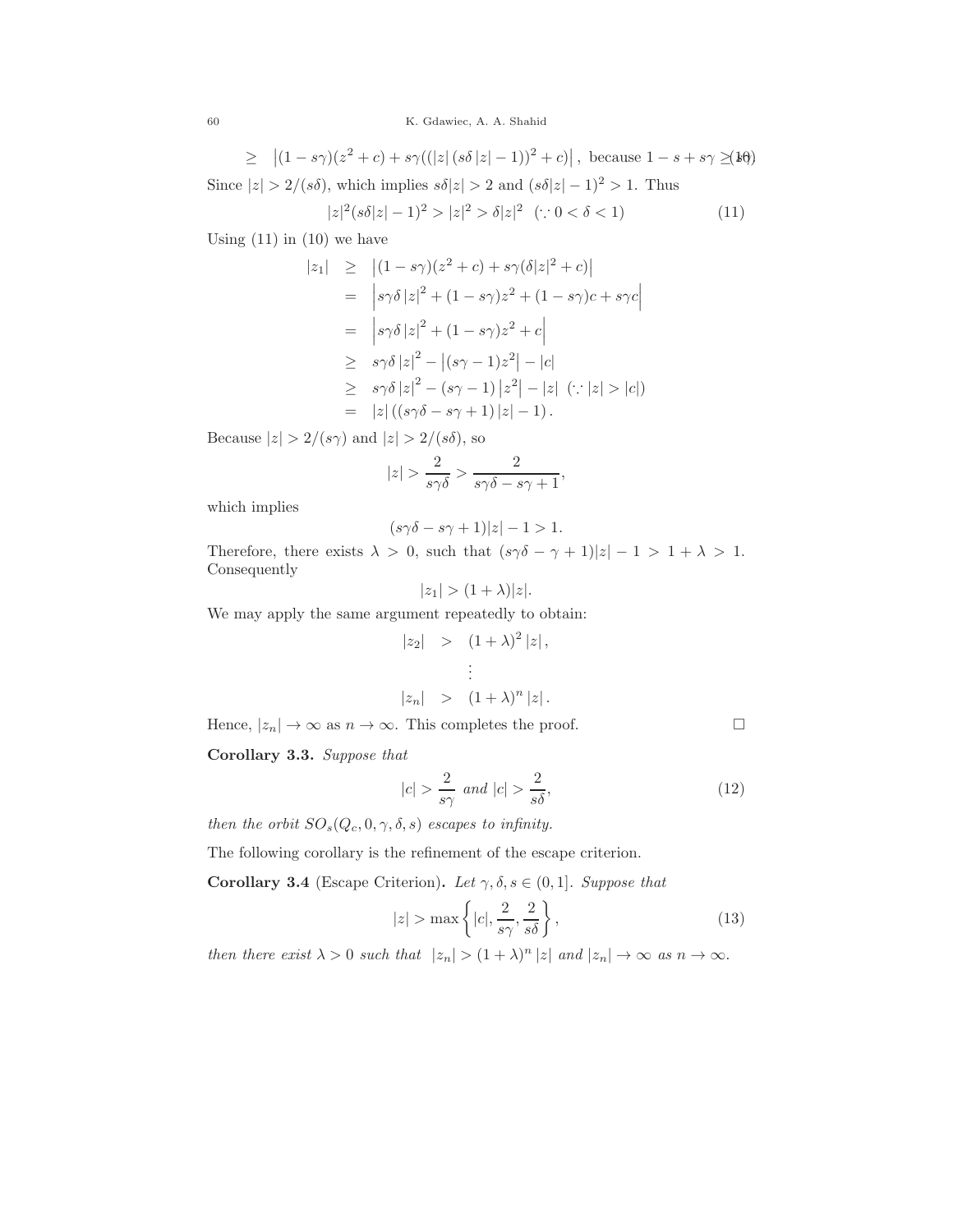$$\geq \quad \left|(1-s\gamma)(z^2+c)+s\gamma((|z|\,(s\delta\,|z|-1))^2+c)\right|, \text{ because } 1-s+s\gamma \geq s \tag{10}$$

Since $|z| > 2/(s\delta)$, which implies $s\delta|z| > 2$ and $(s\delta|z|-1)^2 > 1$. Thus

$$|z|^2(s\delta|z|-1)^2 > |z|^2 > \delta|z|^2 \quad (\because 0 < \delta < 1) \tag{11}$$

Using (11) in (10) we have

$$\begin{aligned}
|z_1| &\geq \left|(1-s\gamma)(z^2+c)+s\gamma(\delta|z|^2+c)\right| \\
&= \left|s\gamma\delta\,|z|^2+(1-s\gamma)z^2+(1-s\gamma)c+s\gamma c\right| \\
&= \left|s\gamma\delta\,|z|^2+(1-s\gamma)z^2+c\right| \\
&\geq s\gamma\delta\,|z|^2-\left|(s\gamma-1)z^2\right|-|c| \\
&\geq s\gamma\delta\,|z|^2-(s\gamma-1)\left|z^2\right|-|z| \;\; (\because |z|>|c|) \\
&= |z|\left((s\gamma\delta-s\gamma+1)\,|z|-1\right).
\end{aligned}$$

Because $|z| > 2/(s\gamma)$ and $|z| > 2/(s\delta)$, so

$$|z| > \frac{2}{s\gamma\delta} > \frac{2}{s\gamma\delta-s\gamma+1},$$

which implies

$$(s\gamma\delta-s\gamma+1)|z|-1 > 1.$$

Therefore, there exists $\lambda > 0$, such that $(s\gamma\delta-\gamma+1)|z|-1 > 1+\lambda > 1$. Consequently

$$|z_1| > (1+\lambda)|z|.$$

We may apply the same argument repeatedly to obtain:

$$\begin{aligned}
|z_2| &> (1+\lambda)^2\,|z|, \\
&\;\;\vdots \\
|z_n| &> (1+\lambda)^n\,|z|.
\end{aligned}$$

Hence, $|z_n| \to \infty$ as $n \to \infty$. This completes the proof. □

**Corollary 3.3.** *Suppose that*

$$|c| > \frac{2}{s\gamma} \text{ and } |c| > \frac{2}{s\delta}, \tag{12}$$

*then the orbit $SO_s(Q_c, 0, \gamma, \delta, s)$ escapes to infinity.*

The following corollary is the refinement of the escape criterion.

**Corollary 3.4** (Escape Criterion)**.** *Let $\gamma, \delta, s \in (0,1]$. Suppose that*

$$|z| > \max\left\{|c|, \frac{2}{s\gamma}, \frac{2}{s\delta}\right\}, \tag{13}$$

*then there exist $\lambda > 0$ such that $|z_n| > (1+\lambda)^n\,|z|$ and $|z_n| \to \infty$ as $n \to \infty$.*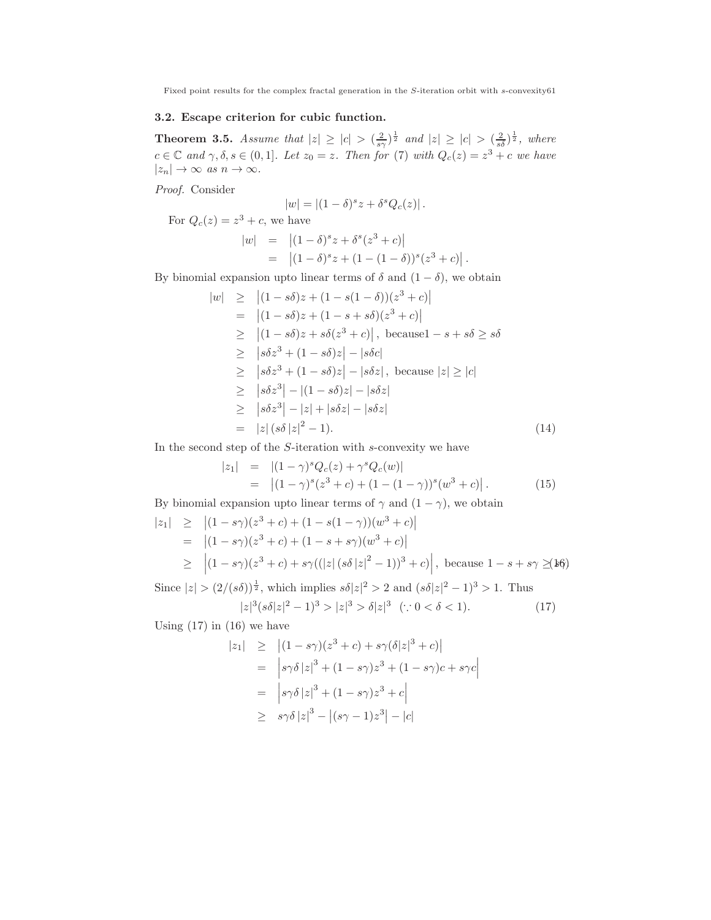### 3.2. Escape criterion for cubic function.

**Theorem 3.5.** *Assume that $|z| \geq |c| > (\frac{2}{s\gamma})^{\frac{1}{2}}$ and $|z| \geq |c| > (\frac{2}{s\delta})^{\frac{1}{2}}$, where $c \in \mathbb{C}$ and $\gamma, \delta, s \in (0,1]$. Let $z_0 = z$. Then for (7) with $Q_c(z) = z^3 + c$ we have $|z_n| \to \infty$ as $n \to \infty$.*

*Proof.* Consider

$$|w| = |(1-\delta)^s z + \delta^s Q_c(z)|.$$

For $Q_c(z) = z^3 + c$, we have

$$\begin{aligned} |w| &= \left|(1-\delta)^s z + \delta^s (z^3 + c)\right| \\ &= \left|(1-\delta)^s z + (1-(1-\delta))^s (z^3 + c)\right|. \end{aligned}$$

By binomial expansion upto linear terms of $\delta$ and $(1-\delta)$, we obtain

$$\begin{aligned} |w| &\geq \left|(1-s\delta)z + (1-s(1-\delta))(z^3+c)\right| \\ &= \left|(1-s\delta)z + (1-s+s\delta)(z^3+c)\right| \\ &\geq \left|(1-s\delta)z + s\delta(z^3+c)\right|, \text{ because} 1-s+s\delta \geq s\delta \\ &\geq \left|s\delta z^3 + (1-s\delta)z\right| - |s\delta c| \\ &\geq \left|s\delta z^3 + (1-s\delta)z\right| - |s\delta z|, \text{ because } |z| \geq |c| \\ &\geq \left|s\delta z^3\right| - |(1-s\delta)z| - |s\delta z| \\ &\geq \left|s\delta z^3\right| - |z| + |s\delta z| - |s\delta z| \\ &= |z|\left(s\delta |z|^2 - 1\right). \end{aligned} \tag{14}$$

In the second step of the $S$-iteration with $s$-convexity we have

$$\begin{aligned} |z_1| &= |(1-\gamma)^s Q_c(z) + \gamma^s Q_c(w)| \\ &= \left|(1-\gamma)^s (z^3+c) + (1-(1-\gamma))^s (w^3+c)\right|. \end{aligned} \tag{15}$$

By binomial expansion upto linear terms of $\gamma$ and $(1-\gamma)$, we obtain

$$\begin{aligned} |z_1| &\geq \left|(1-s\gamma)(z^3+c) + (1-s(1-\gamma))(w^3+c)\right| \\ &= \left|(1-s\gamma)(z^3+c) + (1-s+s\gamma)(w^3+c)\right| \\ &\geq \left|(1-s\gamma)(z^3+c) + s\gamma((|z|\left(s\delta |z|^2 - 1\right))^3 + c)\right|, \text{ because } 1-s+s\gamma \geq s\gamma \end{aligned} \tag{16}$$

Since $|z| > (2/(s\delta))^{\frac{1}{2}}$, which implies $s\delta |z|^2 > 2$ and $(s\delta |z|^2 - 1)^3 > 1$. Thus

$$|z|^3 (s\delta |z|^2 - 1)^3 > |z|^3 > \delta |z|^3 \quad (\because 0 < \delta < 1). \tag{17}$$

Using (17) in (16) we have

$$\begin{aligned} |z_1| &\geq \left|(1-s\gamma)(z^3+c) + s\gamma(\delta |z|^3 + c)\right| \\ &= \left|s\gamma\delta |z|^3 + (1-s\gamma)z^3 + (1-s\gamma)c + s\gamma c\right| \\ &= \left|s\gamma\delta |z|^3 + (1-s\gamma)z^3 + c\right| \\ &\geq s\gamma\delta |z|^3 - \left|(s\gamma - 1)z^3\right| - |c| \end{aligned}$$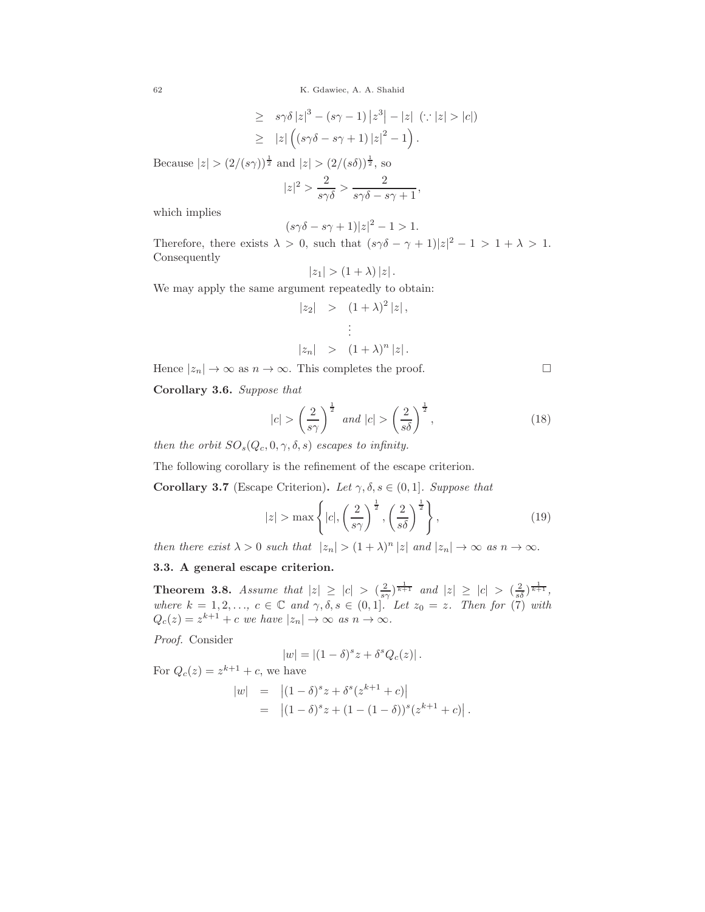$$
\begin{aligned}
&\geq \quad s\gamma\delta\,|z|^3 - (s\gamma - 1)\left|z^3\right| - |z| \;\; (\because |z| > |c|) \\
&\geq \quad |z|\left((s\gamma\delta - s\gamma + 1)\,|z|^2 - 1\right).
\end{aligned}
$$

Because $|z| > (2/(s\gamma))^{\frac{1}{2}}$ and $|z| > (2/(s\delta))^{\frac{1}{2}}$, so

$$
|z|^2 > \frac{2}{s\gamma\delta} > \frac{2}{s\gamma\delta - s\gamma + 1},
$$

which implies

$$
(s\gamma\delta - s\gamma + 1)|z|^2 - 1 > 1.
$$

Therefore, there exists $\lambda > 0$, such that $(s\gamma\delta - \gamma + 1)|z|^2 - 1 > 1 + \lambda > 1$. Consequently

$$
|z_1| > (1 + \lambda)\,|z|.
$$

We may apply the same argument repeatedly to obtain:

$$
\begin{aligned}
|z_2| \quad &> \quad (1+\lambda)^2\,|z|, \\
&\vdots \\
|z_n| \quad &> \quad (1+\lambda)^n\,|z|.
\end{aligned}
$$

Hence $|z_n| \to \infty$ as $n \to \infty$. This completes the proof. □

**Corollary 3.6.** *Suppose that*

$$
|c| > \left(\frac{2}{s\gamma}\right)^{\frac{1}{2}} \text{ and } |c| > \left(\frac{2}{s\delta}\right)^{\frac{1}{2}}, \tag{18}
$$

*then the orbit $SO_s(Q_c, 0, \gamma, \delta, s)$ escapes to infinity.*

The following corollary is the refinement of the escape criterion.

**Corollary 3.7** (Escape Criterion)**.** *Let $\gamma, \delta, s \in (0, 1]$. Suppose that*

$$
|z| > \max\left\{|c|, \left(\frac{2}{s\gamma}\right)^{\frac{1}{2}}, \left(\frac{2}{s\delta}\right)^{\frac{1}{2}}\right\}, \tag{19}
$$

*then there exist $\lambda > 0$ such that $|z_n| > (1+\lambda)^n\,|z|$ and $|z_n| \to \infty$ as $n \to \infty$.*

### 3.3. A general escape criterion.

**Theorem 3.8.** *Assume that $|z| \geq |c| > (\frac{2}{s\gamma})^{\frac{1}{k+1}}$ and $|z| \geq |c| > (\frac{2}{s\delta})^{\frac{1}{k+1}}$, where $k = 1, 2, \ldots$, $c \in \mathbb{C}$ and $\gamma, \delta, s \in (0, 1]$. Let $z_0 = z$. Then for (7) with $Q_c(z) = z^{k+1} + c$ we have $|z_n| \to \infty$ as $n \to \infty$.*

*Proof.* Consider

$$
|w| = |(1-\delta)^s z + \delta^s Q_c(z)|\,.
$$

For $Q_c(z) = z^{k+1} + c$, we have

$$
\begin{aligned}
|w| \quad &= \quad \left|(1-\delta)^s z + \delta^s(z^{k+1} + c)\right| \\
&= \quad \left|(1-\delta)^s z + (1-(1-\delta))^s(z^{k+1} + c)\right|.
\end{aligned}
$$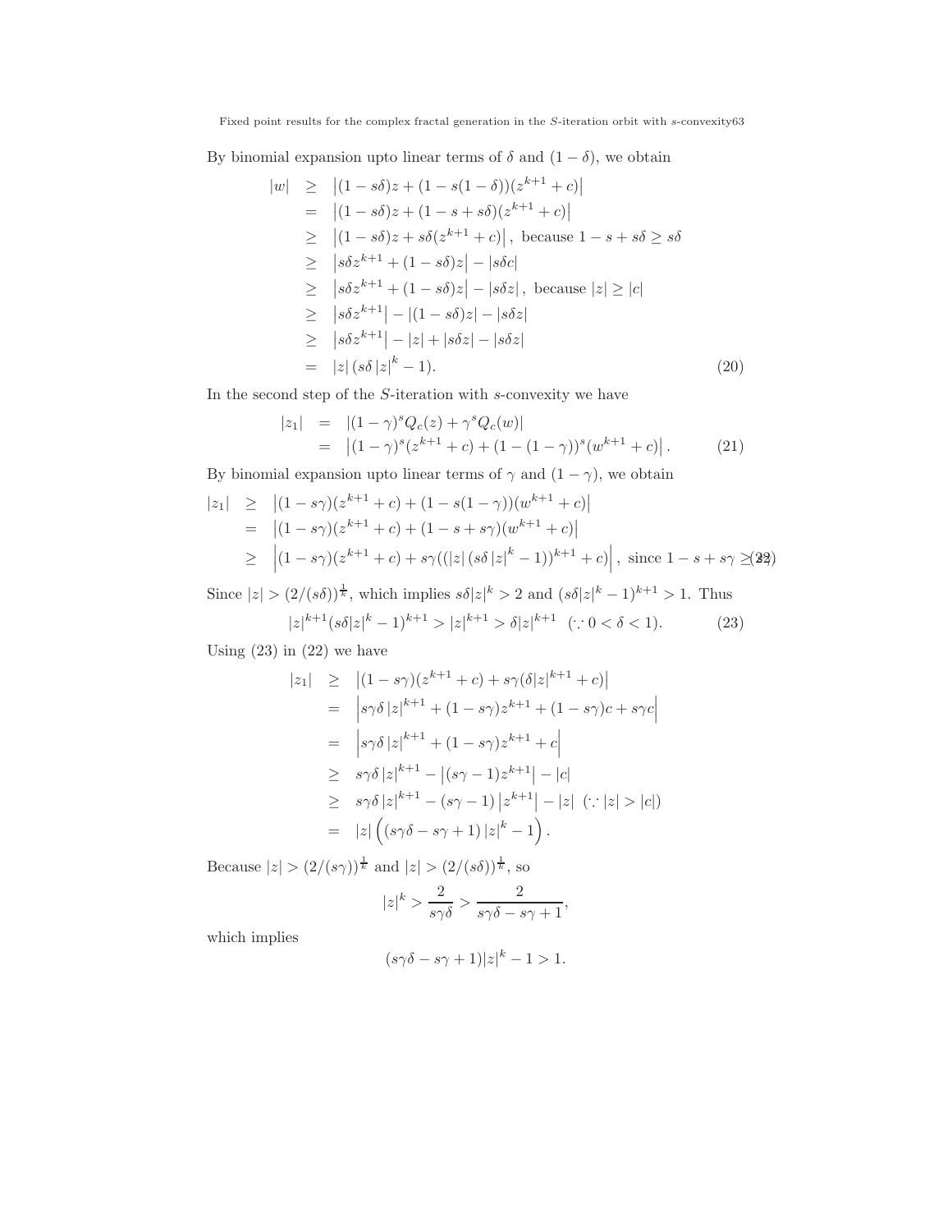By binomial expansion upto linear terms of $\delta$ and $(1-\delta)$, we obtain

$$
\begin{aligned}
|w| &\geq \left|(1-s\delta)z + (1-s(1-\delta))(z^{k+1}+c)\right| \\
&= \left|(1-s\delta)z + (1-s+s\delta)(z^{k+1}+c)\right| \\
&\geq \left|(1-s\delta)z + s\delta(z^{k+1}+c)\right|, \text{ because } 1-s+s\delta \geq s\delta \\
&\geq \left|s\delta z^{k+1} + (1-s\delta)z\right| - |s\delta c| \\
&\geq \left|s\delta z^{k+1} + (1-s\delta)z\right| - |s\delta z|, \text{ because } |z| \geq |c| \\
&\geq \left|s\delta z^{k+1}\right| - |(1-s\delta)z| - |s\delta z| \\
&\geq \left|s\delta z^{k+1}\right| - |z| + |s\delta z| - |s\delta z| \\
&= |z|\left(s\delta\left|z\right|^{k} - 1\right).
\end{aligned}
\tag{20}
$$

In the second step of the $S$-iteration with $s$-convexity we have

$$
\begin{aligned}
|z_1| &= |(1-\gamma)^s Q_c(z) + \gamma^s Q_c(w)| \\
&= \left|(1-\gamma)^s(z^{k+1}+c) + (1-(1-\gamma))^s(w^{k+1}+c)\right|.
\end{aligned}
\tag{21}
$$

By binomial expansion upto linear terms of $\gamma$ and $(1-\gamma)$, we obtain

$$
\begin{aligned}
|z_1| &\geq \left|(1-s\gamma)(z^{k+1}+c) + (1-s(1-\gamma))(w^{k+1}+c)\right| \\
&= \left|(1-s\gamma)(z^{k+1}+c) + (1-s+s\gamma)(w^{k+1}+c)\right| \\
&\geq \left|(1-s\gamma)(z^{k+1}+c) + s\gamma((|z|\left(s\delta\left|z\right|^{k}-1\right))^{k+1}+c)\right|, \text{ since } 1-s+s\gamma \geq s\gamma
\end{aligned}
\tag{22}
$$

Since $|z| > (2/(s\delta))^{\frac{1}{k}}$, which implies $s\delta|z|^k > 2$ and $(s\delta|z|^k - 1)^{k+1} > 1$. Thus

$$
|z|^{k+1}(s\delta|z|^k - 1)^{k+1} > |z|^{k+1} > \delta|z|^{k+1} \quad (\because 0 < \delta < 1).
\tag{23}
$$

Using (23) in (22) we have

$$
\begin{aligned}
|z_1| &\geq \left|(1-s\gamma)(z^{k+1}+c) + s\gamma(\delta|z|^{k+1}+c)\right| \\
&= \left|s\gamma\delta\left|z\right|^{k+1} + (1-s\gamma)z^{k+1} + (1-s\gamma)c + s\gamma c\right| \\
&= \left|s\gamma\delta\left|z\right|^{k+1} + (1-s\gamma)z^{k+1} + c\right| \\
&\geq s\gamma\delta\left|z\right|^{k+1} - \left|(s\gamma-1)z^{k+1}\right| - |c| \\
&\geq s\gamma\delta\left|z\right|^{k+1} - (s\gamma-1)\left|z^{k+1}\right| - |z| \;\; (\because |z| > |c|) \\
&= |z|\left(\left(s\gamma\delta - s\gamma + 1\right)\left|z\right|^{k} - 1\right).
\end{aligned}
$$

Because $|z| > (2/(s\gamma))^{\frac{1}{k}}$ and $|z| > (2/(s\delta))^{\frac{1}{k}}$, so

$$
|z|^k > \frac{2}{s\gamma\delta} > \frac{2}{s\gamma\delta - s\gamma + 1},
$$

which implies

$$
(s\gamma\delta - s\gamma + 1)|z|^k - 1 > 1.
$$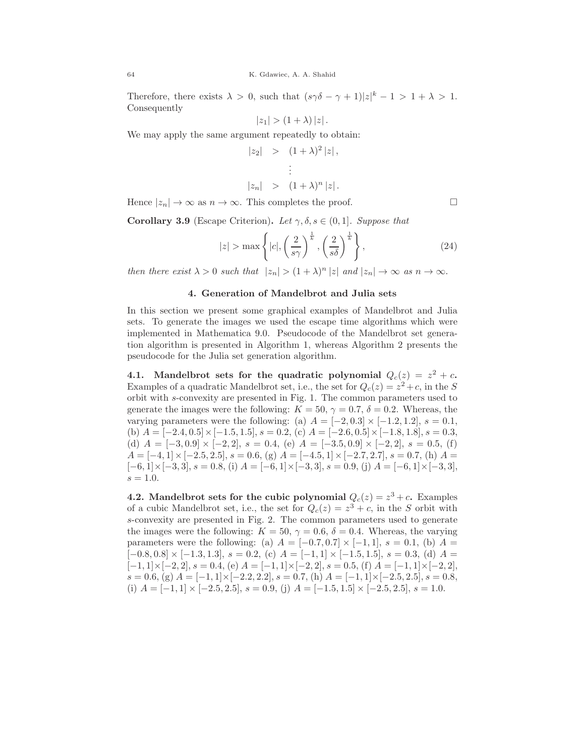Therefore, there exists $\lambda > 0$, such that $(s\gamma\delta - \gamma + 1)|z|^k - 1 > 1 + \lambda > 1$. Consequently

$$|z_1| > (1 + \lambda)\,|z|.$$

We may apply the same argument repeatedly to obtain:

$$\begin{aligned} |z_2| &> (1+\lambda)^2\,|z|, \\ &\vdots \\ |z_n| &> (1+\lambda)^n\,|z|. \end{aligned}$$

Hence $|z_n| \to \infty$ as $n \to \infty$. This completes the proof. □

**Corollary 3.9** (Escape Criterion). *Let $\gamma, \delta, s \in (0,1]$. Suppose that*

$$|z| > \max\left\{|c|, \left(\frac{2}{s\gamma}\right)^{\frac{1}{k}}, \left(\frac{2}{s\delta}\right)^{\frac{1}{k}}\right\}, \tag{24}$$

*then there exist $\lambda > 0$ such that $|z_n| > (1+\lambda)^n\,|z|$ and $|z_n| \to \infty$ as $n \to \infty$.*

## 4. Generation of Mandelbrot and Julia sets

In this section we present some graphical examples of Mandelbrot and Julia sets. To generate the images we used the escape time algorithms which were implemented in Mathematica 9.0. Pseudocode of the Mandelbrot set generation algorithm is presented in Algorithm 1, whereas Algorithm 2 presents the pseudocode for the Julia set generation algorithm.

**4.1. Mandelbrot sets for the quadratic polynomial $Q_c(z) = z^2 + c$.** Examples of a quadratic Mandelbrot set, i.e., the set for $Q_c(z) = z^2 + c$, in the $S$ orbit with $s$-convexity are presented in Fig. 1. The common parameters used to generate the images were the following: $K = 50$, $\gamma = 0.7$, $\delta = 0.2$. Whereas, the varying parameters were the following: (a) $A = [-2, 0.3] \times [-1.2, 1.2]$, $s = 0.1$, (b) $A = [-2.4, 0.5] \times [-1.5, 1.5]$, $s = 0.2$, (c) $A = [-2.6, 0.5] \times [-1.8, 1.8]$, $s = 0.3$, (d) $A = [-3, 0.9] \times [-2, 2]$, $s = 0.4$, (e) $A = [-3.5, 0.9] \times [-2, 2]$, $s = 0.5$, (f) $A = [-4, 1] \times [-2.5, 2.5]$, $s = 0.6$, (g) $A = [-4.5, 1] \times [-2.7, 2.7]$, $s = 0.7$, (h) $A = [-6, 1] \times [-3, 3]$, $s = 0.8$, (i) $A = [-6, 1] \times [-3, 3]$, $s = 0.9$, (j) $A = [-6, 1] \times [-3, 3]$, $s = 1.0$.

**4.2. Mandelbrot sets for the cubic polynomial $Q_c(z) = z^3 + c$.** Examples of a cubic Mandelbrot set, i.e., the set for $Q_c(z) = z^3 + c$, in the $S$ orbit with $s$-convexity are presented in Fig. 2. The common parameters used to generate the images were the following: $K = 50$, $\gamma = 0.6$, $\delta = 0.4$. Whereas, the varying parameters were the following: (a) $A = [-0.7, 0.7] \times [-1, 1]$, $s = 0.1$, (b) $A = [-0.8, 0.8] \times [-1.3, 1.3]$, $s = 0.2$, (c) $A = [-1, 1] \times [-1.5, 1.5]$, $s = 0.3$, (d) $A = [-1, 1] \times [-2, 2]$, $s = 0.4$, (e) $A = [-1, 1] \times [-2, 2]$, $s = 0.5$, (f) $A = [-1, 1] \times [-2, 2]$, $s = 0.6$, (g) $A = [-1, 1] \times [-2.2, 2.2]$, $s = 0.7$, (h) $A = [-1, 1] \times [-2.5, 2.5]$, $s = 0.8$, (i) $A = [-1, 1] \times [-2.5, 2.5]$, $s = 0.9$, (j) $A = [-1.5, 1.5] \times [-2.5, 2.5]$, $s = 1.0$.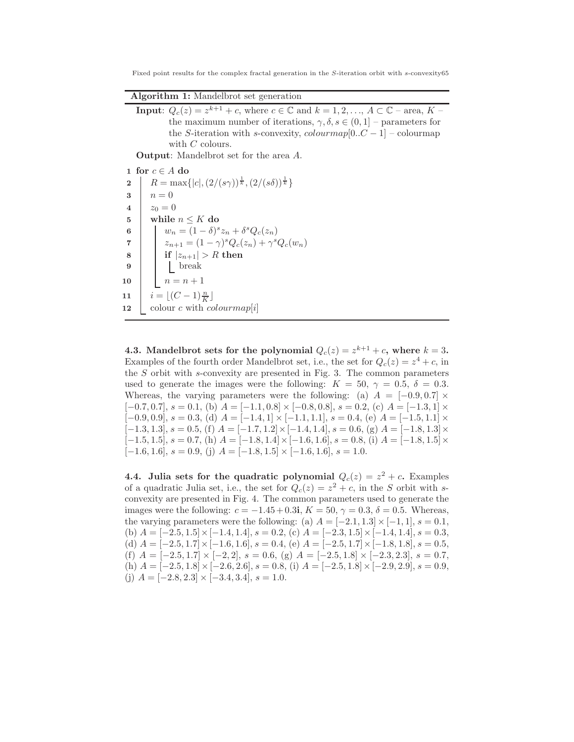**Algorithm 1:** Mandelbrot set generation

**Input**: $Q_c(z) = z^{k+1} + c$, where $c \in \mathbb{C}$ and $k = 1, 2, \ldots$, $A \subset \mathbb{C}$ – area, $K$ – the maximum number of iterations, $\gamma, \delta, s \in (0, 1]$ – parameters for the $S$-iteration with $s$-convexity, $colourmap[0..C-1]$ – colourmap with $C$ colours.

**Output**: Mandelbrot set for the area $A$.

```
1  for c ∈ A do
2      R = max{|c|, (2/(sγ))^(1/k), (2/(sδ))^(1/k)}
3      n = 0
4      z_0 = 0
5      while n ≤ K do
6          w_n = (1 − δ)^s z_n + δ^s Q_c(z_n)
7          z_{n+1} = (1 − γ)^s Q_c(z_n) + γ^s Q_c(w_n)
8          if |z_{n+1}| > R then
9              break
10         n = n + 1
11     i = ⌊(C − 1) n/K⌋
12     colour c with colourmap[i]
```

**4.3. Mandelbrot sets for the polynomial $Q_c(z) = z^{k+1} + c$, where $k = 3$.** Examples of the fourth order Mandelbrot set, i.e., the set for $Q_c(z) = z^4 + c$, in the $S$ orbit with $s$-convexity are presented in Fig. 3. The common parameters used to generate the images were the following: $K = 50$, $\gamma = 0.5$, $\delta = 0.3$. Whereas, the varying parameters were the following: (a) $A = [-0.9, 0.7] \times [-0.7, 0.7]$, $s = 0.1$, (b) $A = [-1.1, 0.8] \times [-0.8, 0.8]$, $s = 0.2$, (c) $A = [-1.3, 1] \times [-0.9, 0.9]$, $s = 0.3$, (d) $A = [-1.4, 1] \times [-1.1, 1.1]$, $s = 0.4$, (e) $A = [-1.5, 1.1] \times [-1.3, 1.3]$, $s = 0.5$, (f) $A = [-1.7, 1.2] \times [-1.4, 1.4]$, $s = 0.6$, (g) $A = [-1.8, 1.3] \times [-1.5, 1.5]$, $s = 0.7$, (h) $A = [-1.8, 1.4] \times [-1.6, 1.6]$, $s = 0.8$, (i) $A = [-1.8, 1.5] \times [-1.6, 1.6]$, $s = 0.9$, (j) $A = [-1.8, 1.5] \times [-1.6, 1.6]$, $s = 1.0$.

**4.4. Julia sets for the quadratic polynomial $Q_c(z) = z^2 + c$.** Examples of a quadratic Julia set, i.e., the set for $Q_c(z) = z^2 + c$, in the $S$ orbit with $s$-convexity are presented in Fig. 4. The common parameters used to generate the images were the following: $c = -1.45 + 0.3\mathbf{i}$, $K = 50$, $\gamma = 0.3$, $\delta = 0.5$. Whereas, the varying parameters were the following: (a) $A = [-2.1, 1.3] \times [-1, 1]$, $s = 0.1$, (b) $A = [-2.5, 1.5] \times [-1.4, 1.4]$, $s = 0.2$, (c) $A = [-2.3, 1.5] \times [-1.4, 1.4]$, $s = 0.3$, (d) $A = [-2.5, 1.7] \times [-1.6, 1.6]$, $s = 0.4$, (e) $A = [-2.5, 1.7] \times [-1.8, 1.8]$, $s = 0.5$, (f) $A = [-2.5, 1.7] \times [-2, 2]$, $s = 0.6$, (g) $A = [-2.5, 1.8] \times [-2.3, 2.3]$, $s = 0.7$, (h) $A = [-2.5, 1.8] \times [-2.6, 2.6]$, $s = 0.8$, (i) $A = [-2.5, 1.8] \times [-2.9, 2.9]$, $s = 0.9$, (j) $A = [-2.8, 2.3] \times [-3.4, 3.4]$, $s = 1.0$.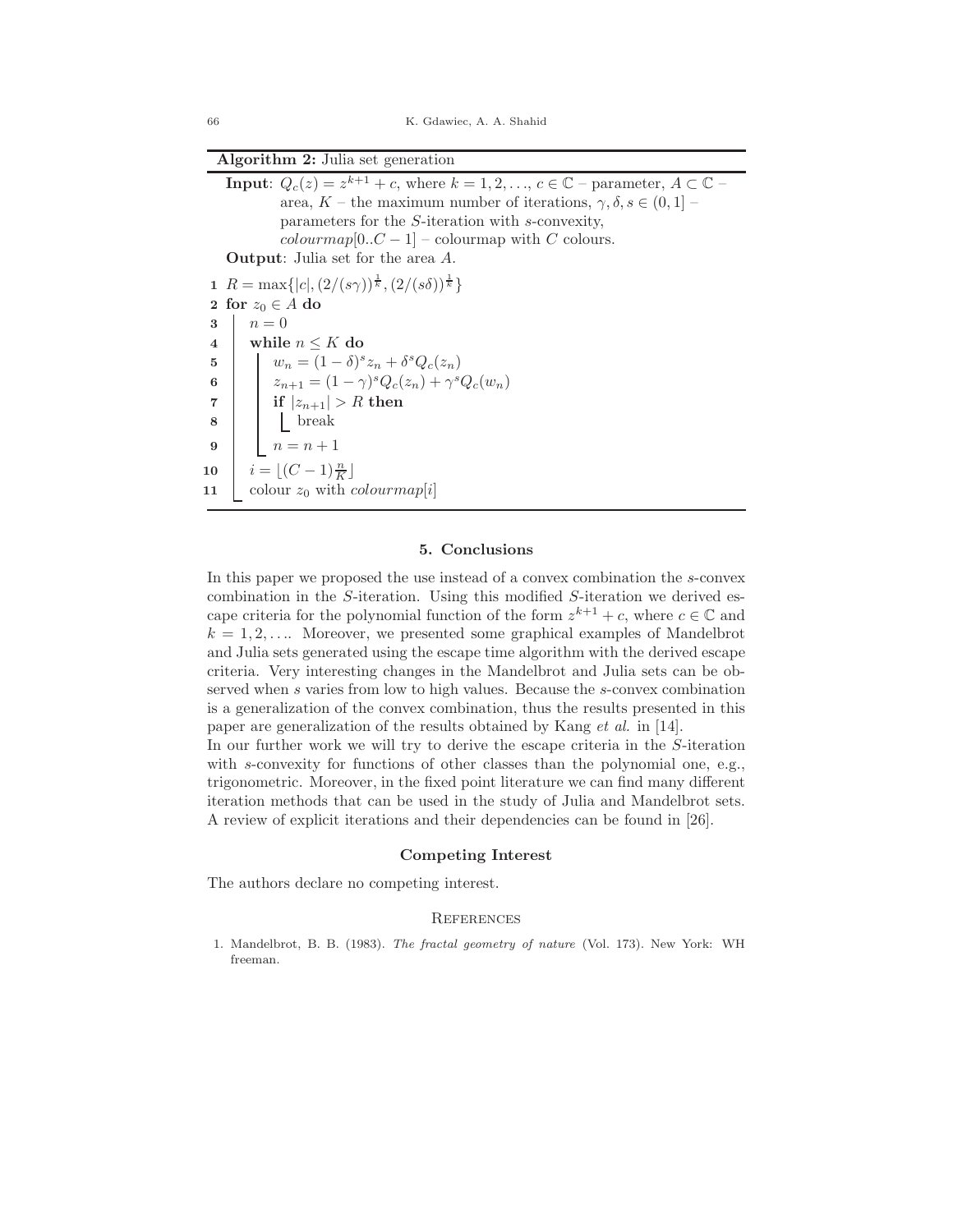**Algorithm 2:** Julia set generation

**Input**: $Q_c(z) = z^{k+1} + c$, where $k = 1, 2, \ldots$, $c \in \mathbb{C}$ – parameter, $A \subset \mathbb{C}$ – area, $K$ – the maximum number of iterations, $\gamma, \delta, s \in (0, 1]$ – parameters for the $S$-iteration with $s$-convexity, $colourmap[0..C-1]$ – colourmap with $C$ colours.

**Output**: Julia set for the area $A$.

```
1  R = max{|c|, (2/(sγ))^(1/k), (2/(sδ))^(1/k)}
2  for z_0 ∈ A do
3      n = 0
4      while n ≤ K do
5          w_n = (1 − δ)^s z_n + δ^s Q_c(z_n)
6          z_{n+1} = (1 − γ)^s Q_c(z_n) + γ^s Q_c(w_n)
7          if |z_{n+1}| > R then
8              break
9          n = n + 1
10     i = ⌊(C − 1) n/K⌋
11     colour z_0 with colourmap[i]
```

## 5. Conclusions

In this paper we proposed the use instead of a convex combination the $s$-convex combination in the $S$-iteration. Using this modified $S$-iteration we derived escape criteria for the polynomial function of the form $z^{k+1} + c$, where $c \in \mathbb{C}$ and $k = 1, 2, \ldots$. Moreover, we presented some graphical examples of Mandelbrot and Julia sets generated using the escape time algorithm with the derived escape criteria. Very interesting changes in the Mandelbrot and Julia sets can be observed when $s$ varies from low to high values. Because the $s$-convex combination is a generalization of the convex combination, thus the results presented in this paper are generalization of the results obtained by Kang *et al.* in [14].

In our further work we will try to derive the escape criteria in the $S$-iteration with $s$-convexity for functions of other classes than the polynomial one, e.g., trigonometric. Moreover, in the fixed point literature we can find many different iteration methods that can be used in the study of Julia and Mandelbrot sets. A review of explicit iterations and their dependencies can be found in [26].

## Competing Interest

The authors declare no competing interest.

## References

1. Mandelbrot, B. B. (1983). *The fractal geometry of nature* (Vol. 173). New York: WH freeman.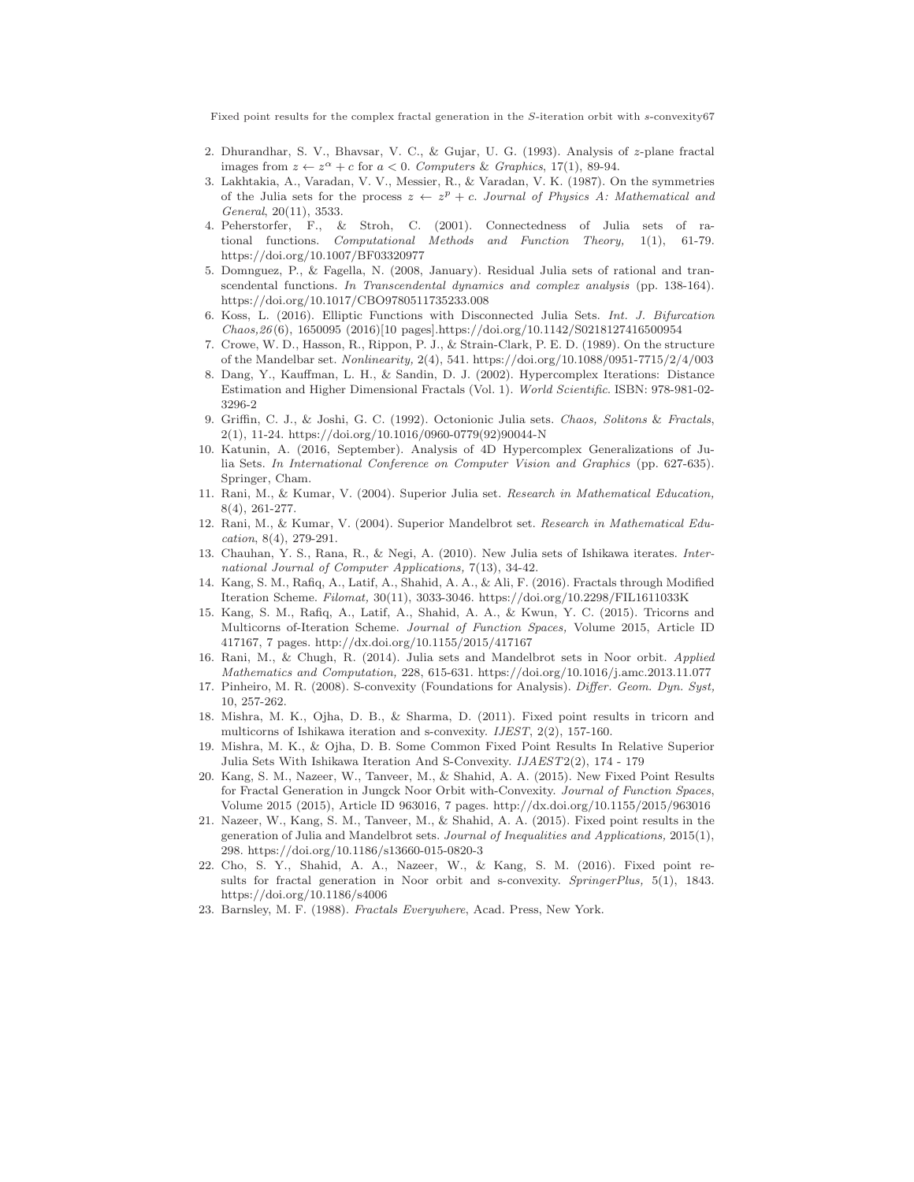2. Dhurandhar, S. V., Bhavsar, V. C., & Gujar, U. G. (1993). Analysis of $z$-plane fractal images from $z \leftarrow z^{\alpha} + c$ for $a < 0$. *Computers & Graphics*, 17(1), 89-94.
3. Lakhtakia, A., Varadan, V. V., Messier, R., & Varadan, V. K. (1987). On the symmetries of the Julia sets for the process $z \leftarrow z^{p} + c$. *Journal of Physics A: Mathematical and General*, 20(11), 3533.
4. Peherstorfer, F., & Stroh, C. (2001). Connectedness of Julia sets of rational functions. *Computational Methods and Function Theory,* 1(1), 61-79. https://doi.org/10.1007/BF03320977
5. Domnguez, P., & Fagella, N. (2008, January). Residual Julia sets of rational and transcendental functions. *In Transcendental dynamics and complex analysis* (pp. 138-164). https://doi.org/10.1017/CBO9780511735233.008
6. Koss, L. (2016). Elliptic Functions with Disconnected Julia Sets. *Int. J. Bifurcation Chaos,26*(6), 1650095 (2016)[10 pages].https://doi.org/10.1142/S0218127416500954
7. Crowe, W. D., Hasson, R., Rippon, P. J., & Strain-Clark, P. E. D. (1989). On the structure of the Mandelbar set. *Nonlinearity,* 2(4), 541. https://doi.org/10.1088/0951-7715/2/4/003
8. Dang, Y., Kauffman, L. H., & Sandin, D. J. (2002). Hypercomplex Iterations: Distance Estimation and Higher Dimensional Fractals (Vol. 1). *World Scientific*. ISBN: 978-981-02-3296-2
9. Griffin, C. J., & Joshi, G. C. (1992). Octonionic Julia sets. *Chaos, Solitons & Fractals*, 2(1), 11-24. https://doi.org/10.1016/0960-0779(92)90044-N
10. Katunin, A. (2016, September). Analysis of 4D Hypercomplex Generalizations of Julia Sets. *In International Conference on Computer Vision and Graphics* (pp. 627-635). Springer, Cham.
11. Rani, M., & Kumar, V. (2004). Superior Julia set. *Research in Mathematical Education,* 8(4), 261-277.
12. Rani, M., & Kumar, V. (2004). Superior Mandelbrot set. *Research in Mathematical Education*, 8(4), 279-291.
13. Chauhan, Y. S., Rana, R., & Negi, A. (2010). New Julia sets of Ishikawa iterates. *International Journal of Computer Applications,* 7(13), 34-42.
14. Kang, S. M., Rafiq, A., Latif, A., Shahid, A. A., & Ali, F. (2016). Fractals through Modified Iteration Scheme. *Filomat,* 30(11), 3033-3046. https://doi.org/10.2298/FIL1611033K
15. Kang, S. M., Rafiq, A., Latif, A., Shahid, A. A., & Kwun, Y. C. (2015). Tricorns and Multicorns of-Iteration Scheme. *Journal of Function Spaces,* Volume 2015, Article ID 417167, 7 pages. http://dx.doi.org/10.1155/2015/417167
16. Rani, M., & Chugh, R. (2014). Julia sets and Mandelbrot sets in Noor orbit. *Applied Mathematics and Computation,* 228, 615-631. https://doi.org/10.1016/j.amc.2013.11.077
17. Pinheiro, M. R. (2008). S-convexity (Foundations for Analysis). *Differ. Geom. Dyn. Syst,* 10, 257-262.
18. Mishra, M. K., Ojha, D. B., & Sharma, D. (2011). Fixed point results in tricorn and multicorns of Ishikawa iteration and s-convexity. *IJEST*, 2(2), 157-160.
19. Mishra, M. K., & Ojha, D. B. Some Common Fixed Point Results In Relative Superior Julia Sets With Ishikawa Iteration And S-Convexity. *IJAEST*2(2), 174 - 179
20. Kang, S. M., Nazeer, W., Tanveer, M., & Shahid, A. A. (2015). New Fixed Point Results for Fractal Generation in Jungck Noor Orbit with-Convexity. *Journal of Function Spaces*, Volume 2015 (2015), Article ID 963016, 7 pages. http://dx.doi.org/10.1155/2015/963016
21. Nazeer, W., Kang, S. M., Tanveer, M., & Shahid, A. A. (2015). Fixed point results in the generation of Julia and Mandelbrot sets. *Journal of Inequalities and Applications,* 2015(1), 298. https://doi.org/10.1186/s13660-015-0820-3
22. Cho, S. Y., Shahid, A. A., Nazeer, W., & Kang, S. M. (2016). Fixed point results for fractal generation in Noor orbit and s-convexity. *SpringerPlus,* 5(1), 1843. https://doi.org/10.1186/s4006
23. Barnsley, M. F. (1988). *Fractals Everywhere*, Acad. Press, New York.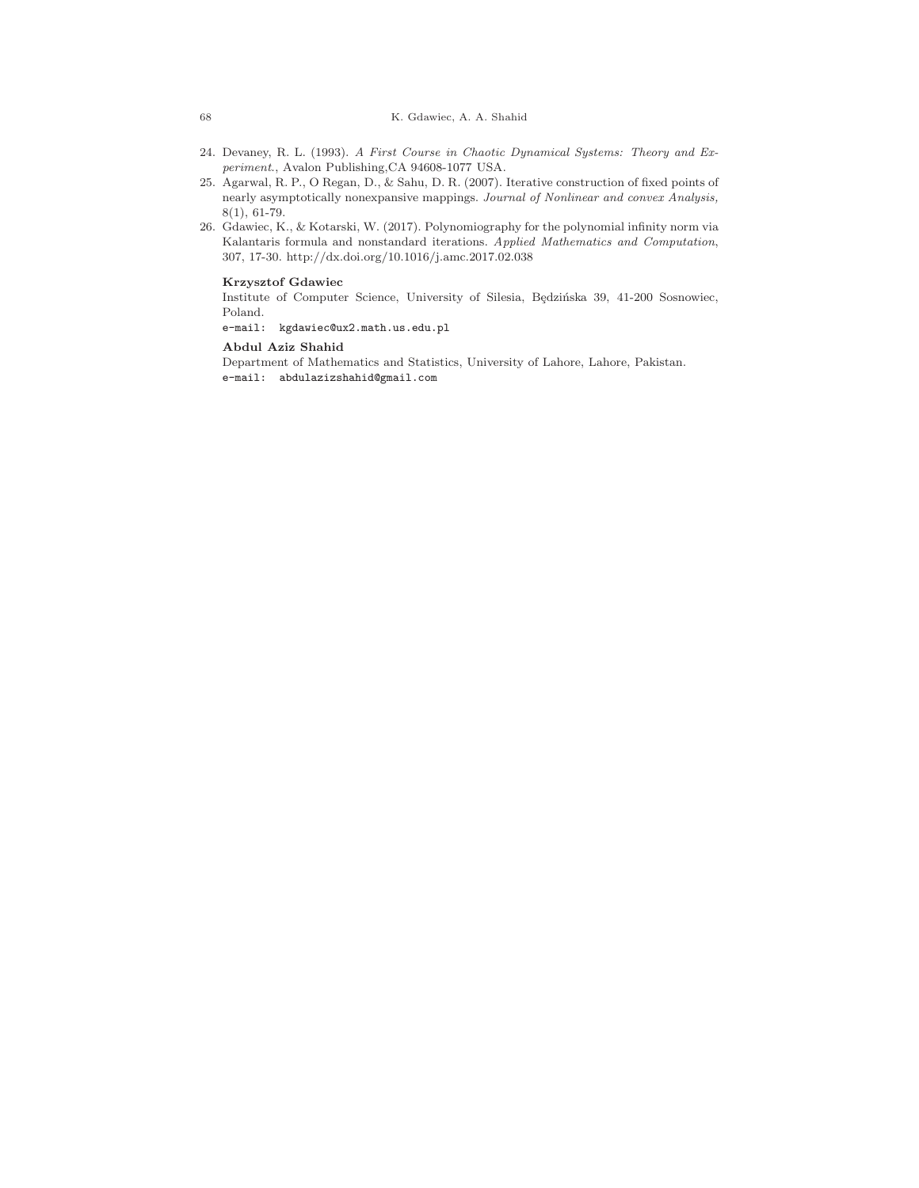24. Devaney, R. L. (1993). *A First Course in Chaotic Dynamical Systems: Theory and Experiment.*, Avalon Publishing,CA 94608-1077 USA.
25. Agarwal, R. P., O Regan, D., & Sahu, D. R. (2007). Iterative construction of fixed points of nearly asymptotically nonexpansive mappings. *Journal of Nonlinear and convex Analysis,* 8(1), 61-79.
26. Gdawiec, K., & Kotarski, W. (2017). Polynomiography for the polynomial infinity norm via Kalantaris formula and nonstandard iterations. *Applied Mathematics and Computation*, 307, 17-30. http://dx.doi.org/10.1016/j.amc.2017.02.038

**Krzysztof Gdawiec**
Institute of Computer Science, University of Silesia, Będzińska 39, 41-200 Sosnowiec, Poland.
e-mail: `kgdawiec@ux2.math.us.edu.pl`

**Abdul Aziz Shahid**
Department of Mathematics and Statistics, University of Lahore, Lahore, Pakistan.
e-mail: `abdulazizshahid@gmail.com`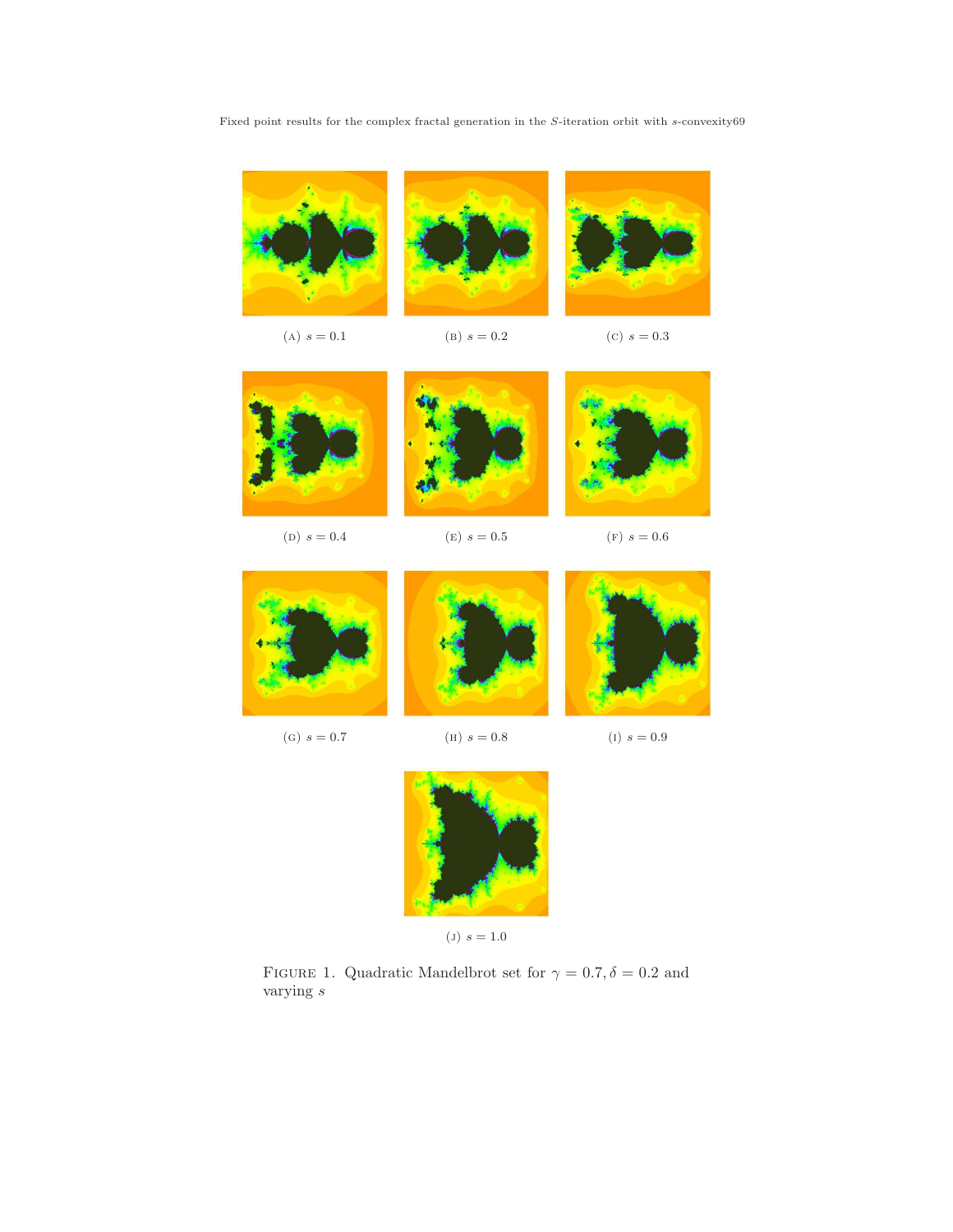(A) $s = 0.1$

(B) $s = 0.2$

(C) $s = 0.3$

(D) $s = 0.4$

(E) $s = 0.5$

(F) $s = 0.6$

(G) $s = 0.7$

(H) $s = 0.8$

(I) $s = 0.9$

(J) $s = 1.0$

FIGURE 1. Quadratic Mandelbrot set for $\gamma = 0.7, \delta = 0.2$ and varying $s$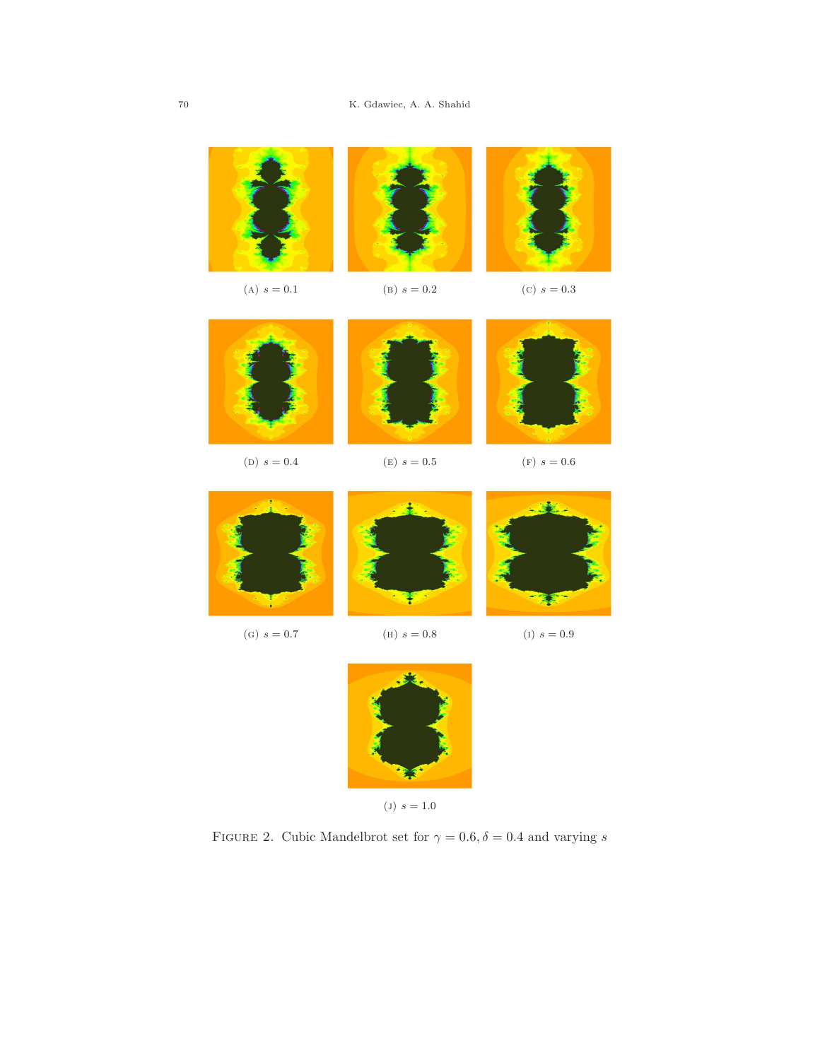(A) $s = 0.1$

(B) $s = 0.2$

(C) $s = 0.3$

(D) $s = 0.4$

(E) $s = 0.5$

(F) $s = 0.6$

(G) $s = 0.7$

(H) $s = 0.8$

(I) $s = 0.9$

(J) $s = 1.0$

FIGURE 2. Cubic Mandelbrot set for $\gamma = 0.6, \delta = 0.4$ and varying $s$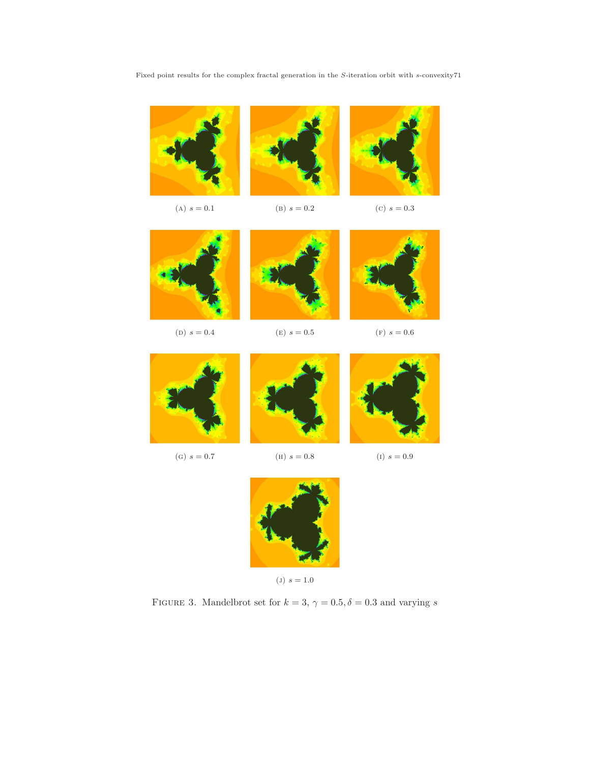(A) $s = 0.1$

(B) $s = 0.2$

(C) $s = 0.3$

(D) $s = 0.4$

(E) $s = 0.5$

(F) $s = 0.6$

(G) $s = 0.7$

(H) $s = 0.8$

(I) $s = 0.9$

(J) $s = 1.0$

FIGURE 3. Mandelbrot set for $k = 3$, $\gamma = 0.5, \delta = 0.3$ and varying $s$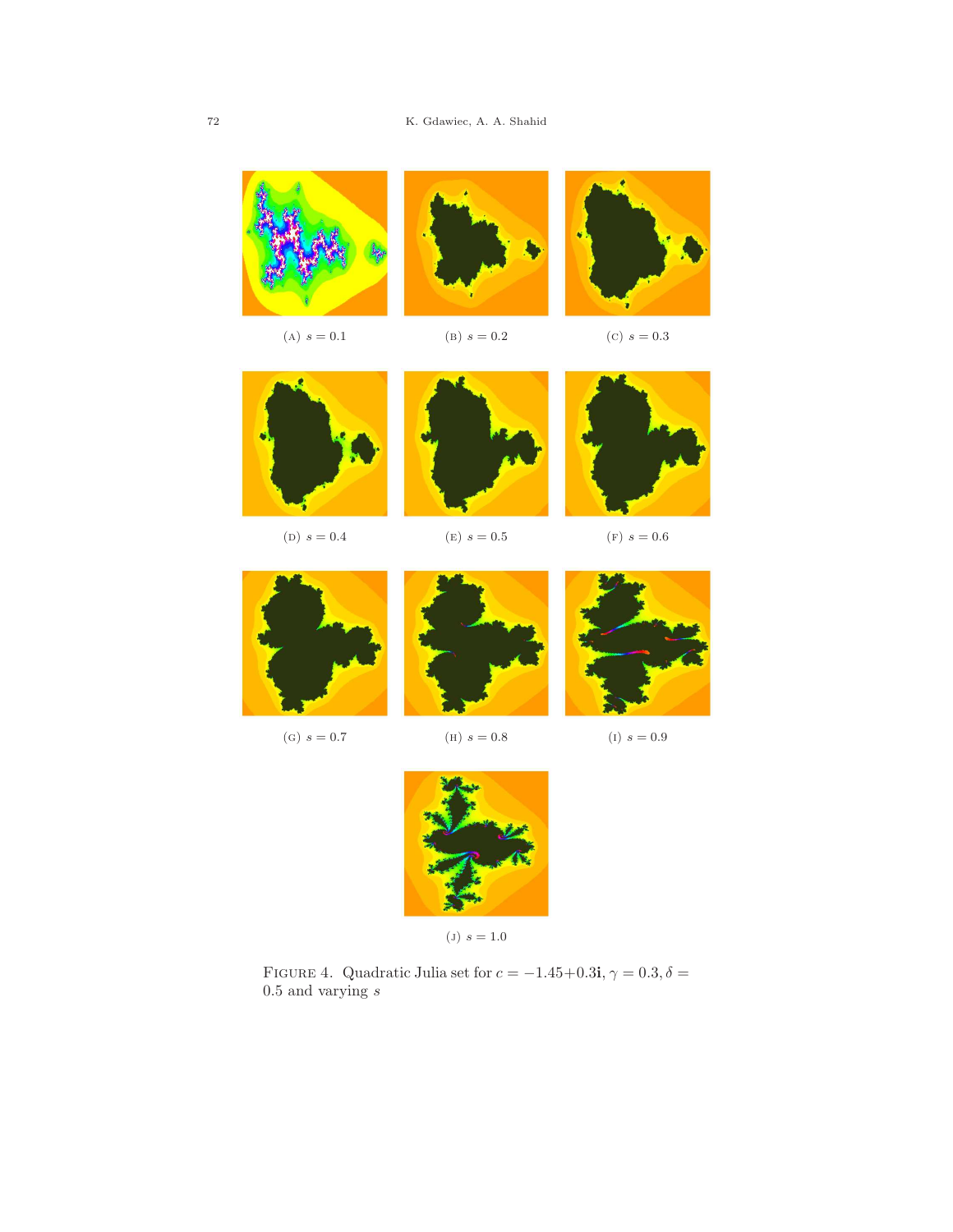(A) $s = 0.1$

(B) $s = 0.2$

(C) $s = 0.3$

(D) $s = 0.4$

(E) $s = 0.5$

(F) $s = 0.6$

(G) $s = 0.7$

(H) $s = 0.8$

(I) $s = 0.9$

(J) $s = 1.0$

FIGURE 4. Quadratic Julia set for $c = -1.45+0.3\mathbf{i}, \gamma = 0.3, \delta = 0.5$ and varying $s$